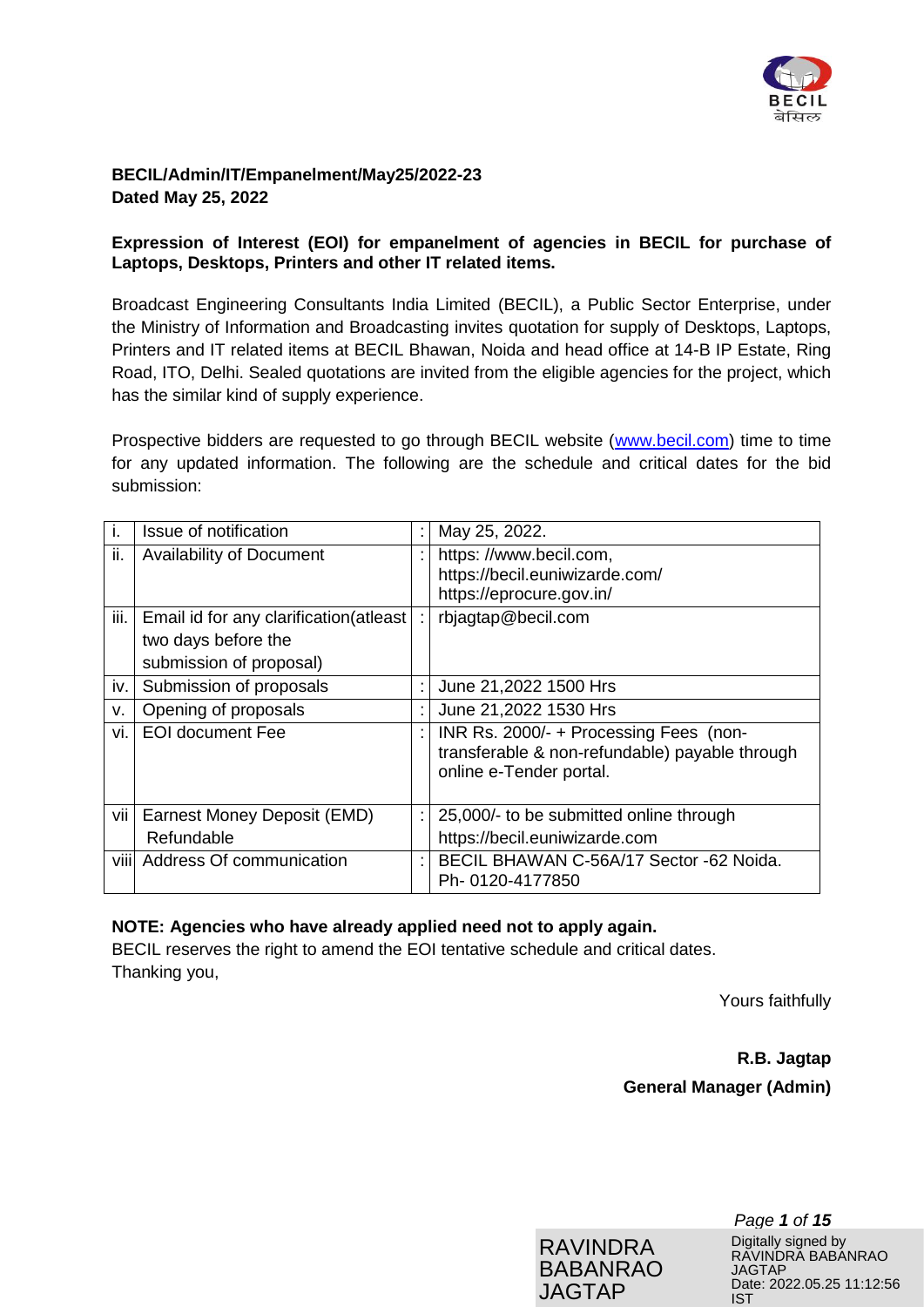**BECIL/Admin/IT/Empanelment/May25/2022-23**
**Dated May 25, 2022**

**Expression of Interest (EOI) for empanelment of agencies in BECIL for purchase of Laptops, Desktops, Printers and other IT related items.**

Broadcast Engineering Consultants India Limited (BECIL), a Public Sector Enterprise, under the Ministry of Information and Broadcasting invites quotation for supply of Desktops, Laptops, Printers and IT related items at BECIL Bhawan, Noida and head office at 14-B IP Estate, Ring Road, ITO, Delhi. Sealed quotations are invited from the eligible agencies for the project, which has the similar kind of supply experience.

Prospective bidders are requested to go through BECIL website (www.becil.com) time to time for any updated information. The following are the schedule and critical dates for the bid submission:

| | | | |
|---|---|---|---|
| i. | Issue of notification | : | May 25, 2022. |
| ii. | Availability of Document | : | https: //www.becil.com, https://becil.euniwizarde.com/ https://eprocure.gov.in/ |
| iii. | Email id for any clarification(atleast two days before the submission of proposal) | : | rbjagtap@becil.com |
| iv. | Submission of proposals | : | June 21,2022 1500 Hrs |
| v. | Opening of proposals | : | June 21,2022 1530 Hrs |
| vi. | EOI document Fee | : | INR Rs. 2000/- + Processing Fees (non-transferable & non-refundable) payable through online e-Tender portal. |
| vii | Earnest Money Deposit (EMD) Refundable | : | 25,000/- to be submitted online through https://becil.euniwizarde.com |
| viii | Address Of communication | : | BECIL BHAWAN C-56A/17 Sector -62 Noida. Ph- 0120-4177850 |

**NOTE: Agencies who have already applied need not to apply again.**

BECIL reserves the right to amend the EOI tentative schedule and critical dates.

Thanking you,

Yours faithfully

**R.B. Jagtap**
**General Manager (Admin)**

RAVINDRA BABANRAO JAGTAP

Digitally signed by RAVINDRA BABANRAO JAGTAP
Date: 2022.05.25 11:12:56 IST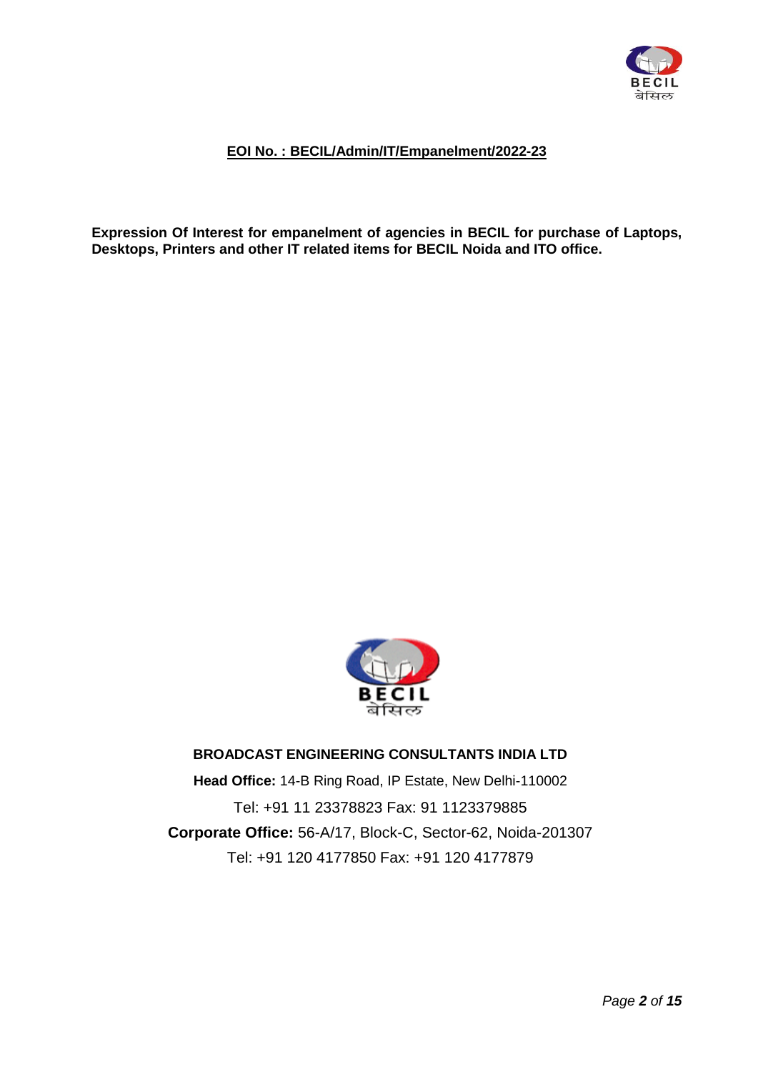**EOI No. : BECIL/Admin/IT/Empanelment/2022-23**

**Expression Of Interest for empanelment of agencies in BECIL for purchase of Laptops, Desktops, Printers and other IT related items for BECIL Noida and ITO office.**

**BROADCAST ENGINEERING CONSULTANTS INDIA LTD**

**Head Office:** 14-B Ring Road, IP Estate, New Delhi-110002

Tel: +91 11 23378823 Fax: 91 1123379885

**Corporate Office:** 56-A/17, Block-C, Sector-62, Noida-201307

Tel: +91 120 4177850 Fax: +91 120 4177879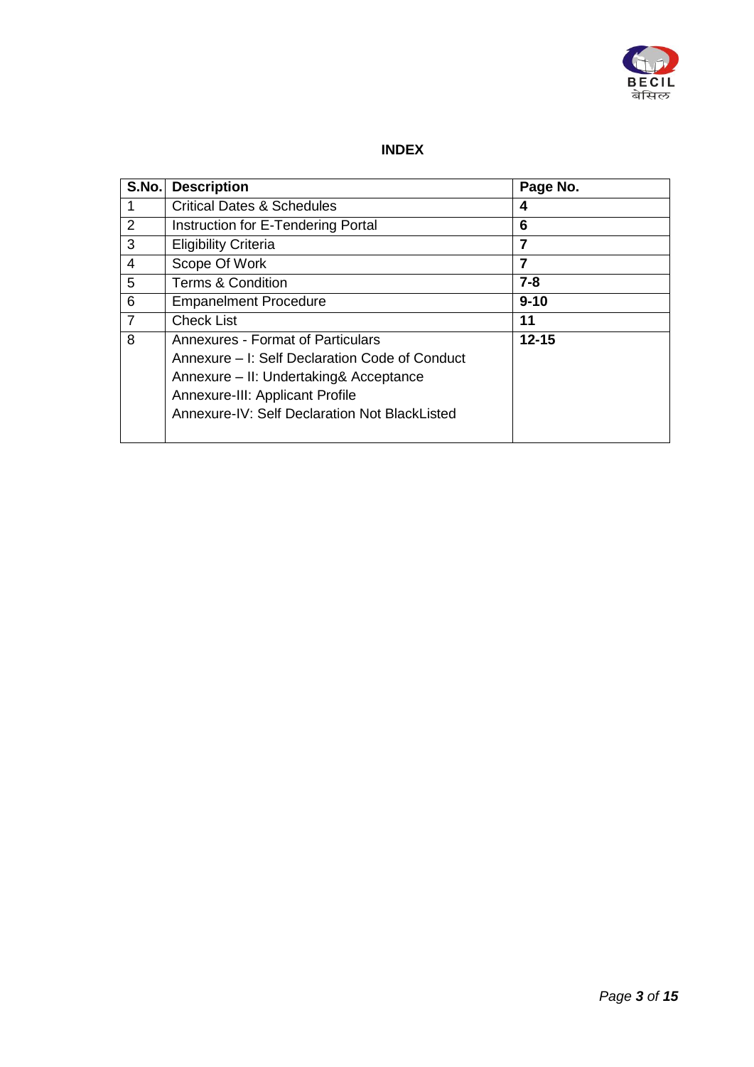# INDEX

| S.No. | Description | Page No. |
|---|---|---|
| 1 | Critical Dates & Schedules | **4** |
| 2 | Instruction for E-Tendering Portal | **6** |
| 3 | Eligibility Criteria | **7** |
| 4 | Scope Of Work | **7** |
| 5 | Terms & Condition | **7-8** |
| 6 | Empanelment Procedure | **9-10** |
| 7 | Check List | **11** |
| 8 | Annexures - Format of Particulars<br>Annexure – I: Self Declaration Code of Conduct<br>Annexure – II: Undertaking& Acceptance<br>Annexure-III: Applicant Profile<br>Annexure-IV: Self Declaration Not BlackListed | **12-15** |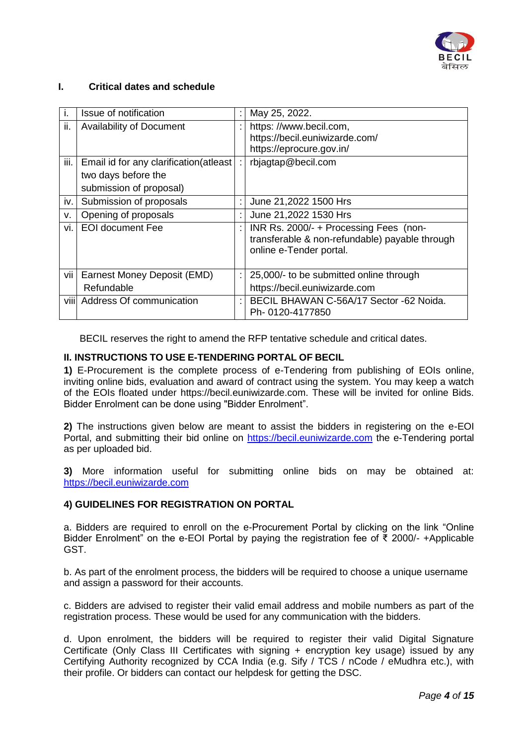## I. Critical dates and schedule

| | | | |
|---|---|---|---|
| i. | Issue of notification | : | May 25, 2022. |
| ii. | Availability of Document | : | https: //www.becil.com, https://becil.euniwizarde.com/ https://eprocure.gov.in/ |
| iii. | Email id for any clarification(atleast two days before the submission of proposal) | : | rbjagtap@becil.com |
| iv. | Submission of proposals | : | June 21,2022 1500 Hrs |
| v. | Opening of proposals | : | June 21,2022 1530 Hrs |
| vi. | EOI document Fee | : | INR Rs. 2000/- + Processing Fees (non-transferable & non-refundable) payable through online e-Tender portal. |
| vii | Earnest Money Deposit (EMD) Refundable | : | 25,000/- to be submitted online through https://becil.euniwizarde.com |
| viii | Address Of communication | : | BECIL BHAWAN C-56A/17 Sector -62 Noida. Ph- 0120-4177850 |

BECIL reserves the right to amend the RFP tentative schedule and critical dates.

## II. INSTRUCTIONS TO USE E-TENDERING PORTAL OF BECIL

**1)** E-Procurement is the complete process of e-Tendering from publishing of EOIs online, inviting online bids, evaluation and award of contract using the system. You may keep a watch of the EOIs floated under https://becil.euniwizarde.com. These will be invited for online Bids. Bidder Enrolment can be done using "Bidder Enrolment".

**2)** The instructions given below are meant to assist the bidders in registering on the e-EOI Portal, and submitting their bid online on https://becil.euniwizarde.com the e-Tendering portal as per uploaded bid.

**3)** More information useful for submitting online bids on may be obtained at: https://becil.euniwizarde.com

**4) GUIDELINES FOR REGISTRATION ON PORTAL**

a. Bidders are required to enroll on the e-Procurement Portal by clicking on the link "Online Bidder Enrolment" on the e-EOI Portal by paying the registration fee of ₹ 2000/- +Applicable GST.

b. As part of the enrolment process, the bidders will be required to choose a unique username and assign a password for their accounts.

c. Bidders are advised to register their valid email address and mobile numbers as part of the registration process. These would be used for any communication with the bidders.

d. Upon enrolment, the bidders will be required to register their valid Digital Signature Certificate (Only Class III Certificates with signing + encryption key usage) issued by any Certifying Authority recognized by CCA India (e.g. Sify / TCS / nCode / eMudhra etc.), with their profile. Or bidders can contact our helpdesk for getting the DSC.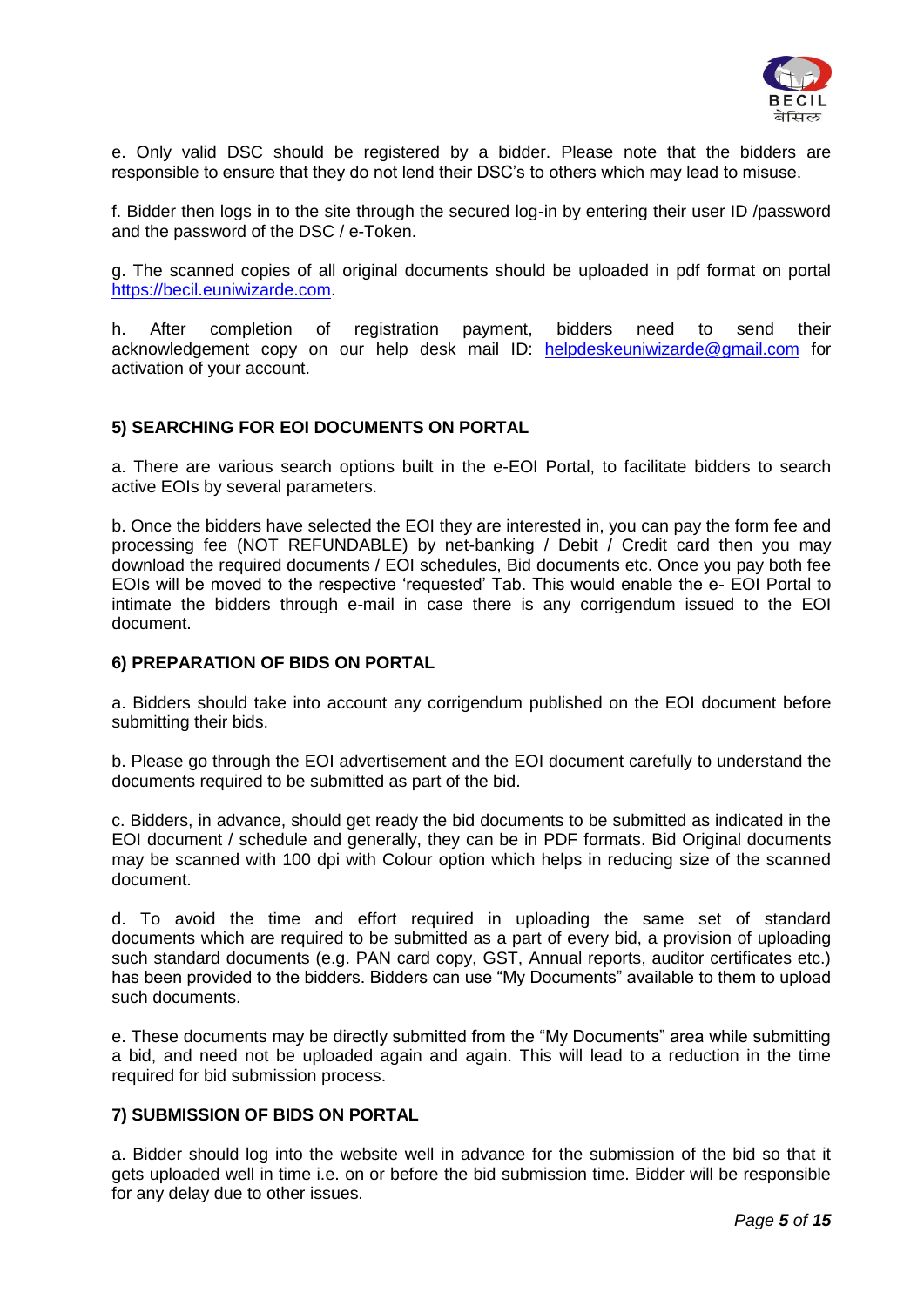e. Only valid DSC should be registered by a bidder. Please note that the bidders are responsible to ensure that they do not lend their DSC's to others which may lead to misuse.

f. Bidder then logs in to the site through the secured log-in by entering their user ID /password and the password of the DSC / e-Token.

g. The scanned copies of all original documents should be uploaded in pdf format on portal https://becil.euniwizarde.com.

h. After completion of registration payment, bidders need to send their acknowledgement copy on our help desk mail ID: helpdeskeuniwizarde@gmail.com for activation of your account.

### 5) SEARCHING FOR EOI DOCUMENTS ON PORTAL

a. There are various search options built in the e-EOI Portal, to facilitate bidders to search active EOIs by several parameters.

b. Once the bidders have selected the EOI they are interested in, you can pay the form fee and processing fee (NOT REFUNDABLE) by net-banking / Debit / Credit card then you may download the required documents / EOI schedules, Bid documents etc. Once you pay both fee EOIs will be moved to the respective 'requested' Tab. This would enable the e- EOI Portal to intimate the bidders through e-mail in case there is any corrigendum issued to the EOI document.

### 6) PREPARATION OF BIDS ON PORTAL

a. Bidders should take into account any corrigendum published on the EOI document before submitting their bids.

b. Please go through the EOI advertisement and the EOI document carefully to understand the documents required to be submitted as part of the bid.

c. Bidders, in advance, should get ready the bid documents to be submitted as indicated in the EOI document / schedule and generally, they can be in PDF formats. Bid Original documents may be scanned with 100 dpi with Colour option which helps in reducing size of the scanned document.

d. To avoid the time and effort required in uploading the same set of standard documents which are required to be submitted as a part of every bid, a provision of uploading such standard documents (e.g. PAN card copy, GST, Annual reports, auditor certificates etc.) has been provided to the bidders. Bidders can use "My Documents" available to them to upload such documents.

e. These documents may be directly submitted from the "My Documents" area while submitting a bid, and need not be uploaded again and again. This will lead to a reduction in the time required for bid submission process.

### 7) SUBMISSION OF BIDS ON PORTAL

a. Bidder should log into the website well in advance for the submission of the bid so that it gets uploaded well in time i.e. on or before the bid submission time. Bidder will be responsible for any delay due to other issues.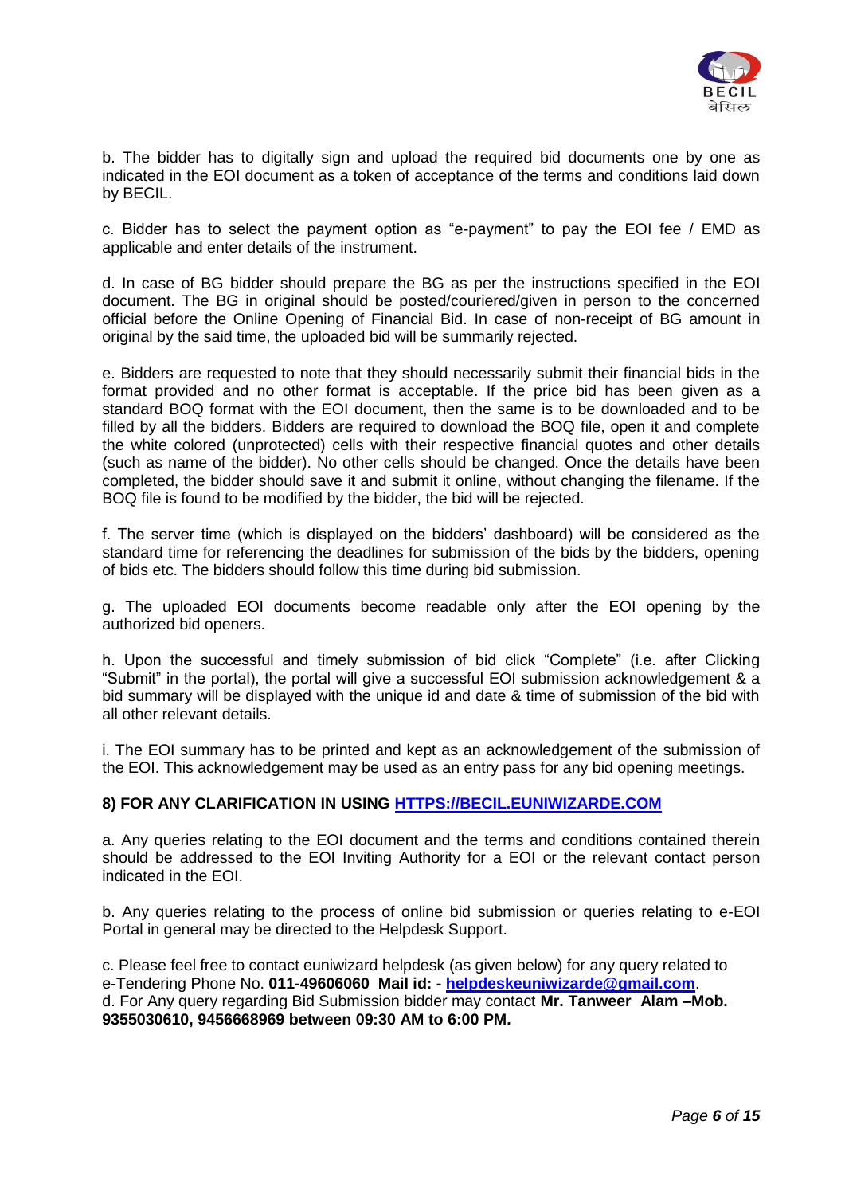b. The bidder has to digitally sign and upload the required bid documents one by one as indicated in the EOI document as a token of acceptance of the terms and conditions laid down by BECIL.

c. Bidder has to select the payment option as "e-payment" to pay the EOI fee / EMD as applicable and enter details of the instrument.

d. In case of BG bidder should prepare the BG as per the instructions specified in the EOI document. The BG in original should be posted/couriered/given in person to the concerned official before the Online Opening of Financial Bid. In case of non-receipt of BG amount in original by the said time, the uploaded bid will be summarily rejected.

e. Bidders are requested to note that they should necessarily submit their financial bids in the format provided and no other format is acceptable. If the price bid has been given as a standard BOQ format with the EOI document, then the same is to be downloaded and to be filled by all the bidders. Bidders are required to download the BOQ file, open it and complete the white colored (unprotected) cells with their respective financial quotes and other details (such as name of the bidder). No other cells should be changed. Once the details have been completed, the bidder should save it and submit it online, without changing the filename. If the BOQ file is found to be modified by the bidder, the bid will be rejected.

f. The server time (which is displayed on the bidders' dashboard) will be considered as the standard time for referencing the deadlines for submission of the bids by the bidders, opening of bids etc. The bidders should follow this time during bid submission.

g. The uploaded EOI documents become readable only after the EOI opening by the authorized bid openers.

h. Upon the successful and timely submission of bid click "Complete" (i.e. after Clicking "Submit" in the portal), the portal will give a successful EOI submission acknowledgement & a bid summary will be displayed with the unique id and date & time of submission of the bid with all other relevant details.

i. The EOI summary has to be printed and kept as an acknowledgement of the submission of the EOI. This acknowledgement may be used as an entry pass for any bid opening meetings.

**8) FOR ANY CLARIFICATION IN USING [HTTPS://BECIL.EUNIWIZARDE.COM](https://becil.euniwizarde.com)**

a. Any queries relating to the EOI document and the terms and conditions contained therein should be addressed to the EOI Inviting Authority for a EOI or the relevant contact person indicated in the EOI.

b. Any queries relating to the process of online bid submission or queries relating to e-EOI Portal in general may be directed to the Helpdesk Support.

c. Please feel free to contact euniwizard helpdesk (as given below) for any query related to e-Tendering Phone No. **011-49606060 Mail id: - [helpdeskeuniwizarde@gmail.com](mailto:helpdeskeuniwizarde@gmail.com)**.
d. For Any query regarding Bid Submission bidder may contact **Mr. Tanweer Alam –Mob. 9355030610, 9456668969 between 09:30 AM to 6:00 PM.**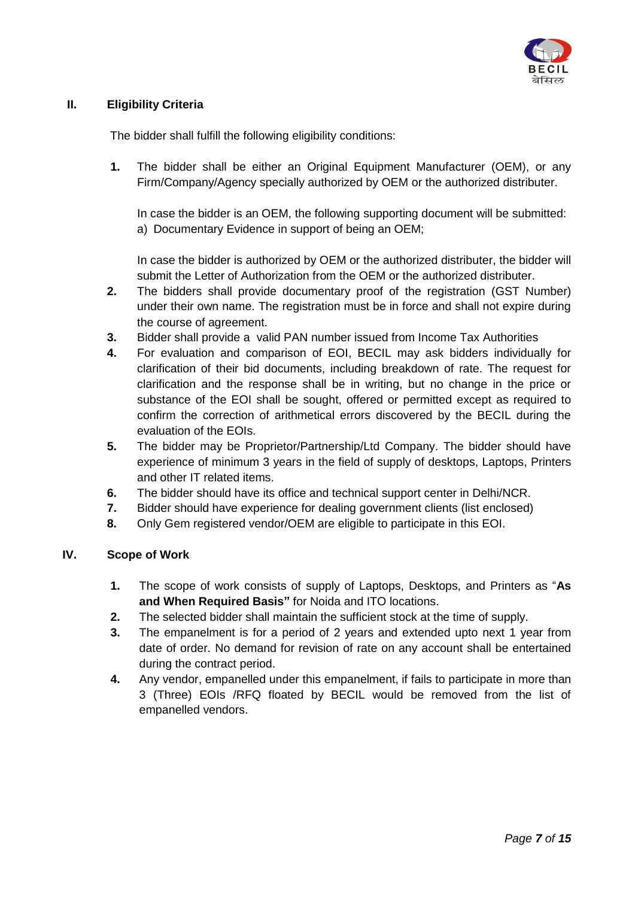## II. Eligibility Criteria

The bidder shall fulfill the following eligibility conditions:

1. The bidder shall be either an Original Equipment Manufacturer (OEM), or any Firm/Company/Agency specially authorized by OEM or the authorized distributer.

   In case the bidder is an OEM, the following supporting document will be submitted:
   a) Documentary Evidence in support of being an OEM;

   In case the bidder is authorized by OEM or the authorized distributer, the bidder will submit the Letter of Authorization from the OEM or the authorized distributer.
2. The bidders shall provide documentary proof of the registration (GST Number) under their own name. The registration must be in force and shall not expire during the course of agreement.
3. Bidder shall provide a valid PAN number issued from Income Tax Authorities
4. For evaluation and comparison of EOI, BECIL may ask bidders individually for clarification of their bid documents, including breakdown of rate. The request for clarification and the response shall be in writing, but no change in the price or substance of the EOI shall be sought, offered or permitted except as required to confirm the correction of arithmetical errors discovered by the BECIL during the evaluation of the EOIs.
5. The bidder may be Proprietor/Partnership/Ltd Company. The bidder should have experience of minimum 3 years in the field of supply of desktops, Laptops, Printers and other IT related items.
6. The bidder should have its office and technical support center in Delhi/NCR.
7. Bidder should have experience for dealing government clients (list enclosed)
8. Only Gem registered vendor/OEM are eligible to participate in this EOI.

## IV. Scope of Work

1. The scope of work consists of supply of Laptops, Desktops, and Printers as "**As and When Required Basis"** for Noida and ITO locations.
2. The selected bidder shall maintain the sufficient stock at the time of supply.
3. The empanelment is for a period of 2 years and extended upto next 1 year from date of order. No demand for revision of rate on any account shall be entertained during the contract period.
4. Any vendor, empanelled under this empanelment, if fails to participate in more than 3 (Three) EOIs /RFQ floated by BECIL would be removed from the list of empanelled vendors.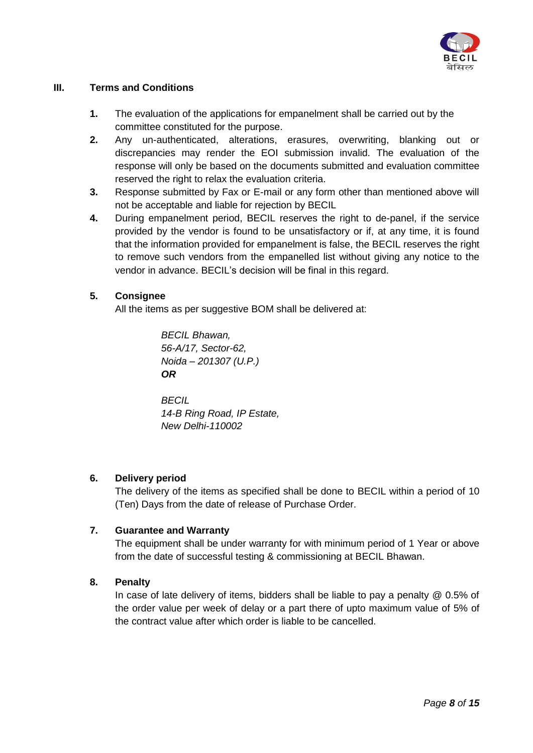## III. Terms and Conditions

1. The evaluation of the applications for empanelment shall be carried out by the committee constituted for the purpose.
2. Any un-authenticated, alterations, erasures, overwriting, blanking out or discrepancies may render the EOI submission invalid. The evaluation of the response will only be based on the documents submitted and evaluation committee reserved the right to relax the evaluation criteria.
3. Response submitted by Fax or E-mail or any form other than mentioned above will not be acceptable and liable for rejection by BECIL
4. During empanelment period, BECIL reserves the right to de-panel, if the service provided by the vendor is found to be unsatisfactory or if, at any time, it is found that the information provided for empanelment is false, the BECIL reserves the right to remove such vendors from the empanelled list without giving any notice to the vendor in advance. BECIL's decision will be final in this regard.

5. **Consignee**

   All the items as per suggestive BOM shall be delivered at:

   *BECIL Bhawan,*
   *56-A/17, Sector-62,*
   *Noida – 201307 (U.P.)*
   ***OR***

   *BECIL*
   *14-B Ring Road, IP Estate,*
   *New Delhi-110002*

6. **Delivery period**

   The delivery of the items as specified shall be done to BECIL within a period of 10 (Ten) Days from the date of release of Purchase Order.

7. **Guarantee and Warranty**

   The equipment shall be under warranty for with minimum period of 1 Year or above from the date of successful testing & commissioning at BECIL Bhawan.

8. **Penalty**

   In case of late delivery of items, bidders shall be liable to pay a penalty @ 0.5% of the order value per week of delay or a part there of upto maximum value of 5% of the contract value after which order is liable to be cancelled.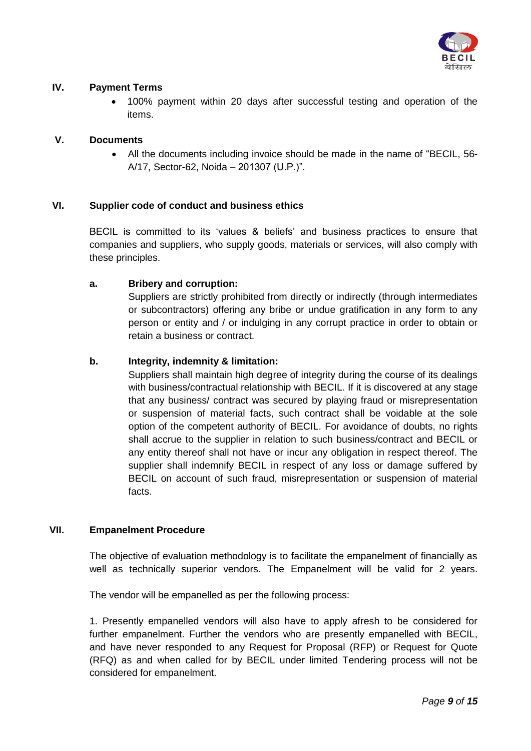## IV. Payment Terms

- 100% payment within 20 days after successful testing and operation of the items.

## V. Documents

- All the documents including invoice should be made in the name of "BECIL, 56-A/17, Sector-62, Noida – 201307 (U.P.)".

## VI. Supplier code of conduct and business ethics

BECIL is committed to its 'values & beliefs' and business practices to ensure that companies and suppliers, who supply goods, materials or services, will also comply with these principles.

**a. Bribery and corruption:**
Suppliers are strictly prohibited from directly or indirectly (through intermediates or subcontractors) offering any bribe or undue gratification in any form to any person or entity and / or indulging in any corrupt practice in order to obtain or retain a business or contract.

**b. Integrity, indemnity & limitation:**
Suppliers shall maintain high degree of integrity during the course of its dealings with business/contractual relationship with BECIL. If it is discovered at any stage that any business/ contract was secured by playing fraud or misrepresentation or suspension of material facts, such contract shall be voidable at the sole option of the competent authority of BECIL. For avoidance of doubts, no rights shall accrue to the supplier in relation to such business/contract and BECIL or any entity thereof shall not have or incur any obligation in respect thereof. The supplier shall indemnify BECIL in respect of any loss or damage suffered by BECIL on account of such fraud, misrepresentation or suspension of material facts.

## VII. Empanelment Procedure

The objective of evaluation methodology is to facilitate the empanelment of financially as well as technically superior vendors. The Empanelment will be valid for 2 years.

The vendor will be empanelled as per the following process:

1. Presently empanelled vendors will also have to apply afresh to be considered for further empanelment. Further the vendors who are presently empanelled with BECIL, and have never responded to any Request for Proposal (RFP) or Request for Quote (RFQ) as and when called for by BECIL under limited Tendering process will not be considered for empanelment.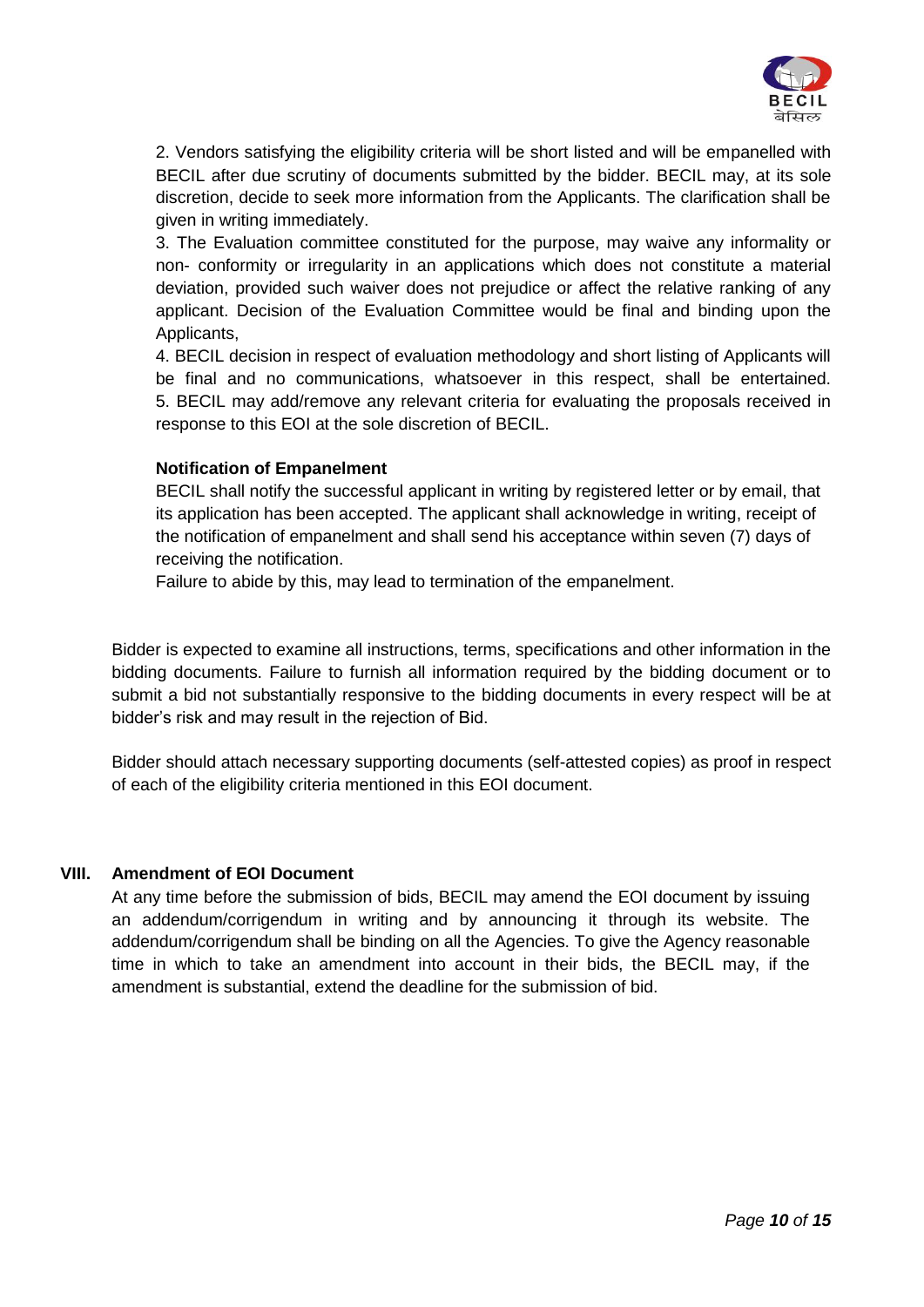2. Vendors satisfying the eligibility criteria will be short listed and will be empanelled with BECIL after due scrutiny of documents submitted by the bidder. BECIL may, at its sole discretion, decide to seek more information from the Applicants. The clarification shall be given in writing immediately.

3. The Evaluation committee constituted for the purpose, may waive any informality or non- conformity or irregularity in an applications which does not constitute a material deviation, provided such waiver does not prejudice or affect the relative ranking of any applicant. Decision of the Evaluation Committee would be final and binding upon the Applicants,

4. BECIL decision in respect of evaluation methodology and short listing of Applicants will be final and no communications, whatsoever in this respect, shall be entertained.

5. BECIL may add/remove any relevant criteria for evaluating the proposals received in response to this EOI at the sole discretion of BECIL.

**Notification of Empanelment**

BECIL shall notify the successful applicant in writing by registered letter or by email, that its application has been accepted. The applicant shall acknowledge in writing, receipt of the notification of empanelment and shall send his acceptance within seven (7) days of receiving the notification.

Failure to abide by this, may lead to termination of the empanelment.

Bidder is expected to examine all instructions, terms, specifications and other information in the bidding documents. Failure to furnish all information required by the bidding document or to submit a bid not substantially responsive to the bidding documents in every respect will be at bidder's risk and may result in the rejection of Bid.

Bidder should attach necessary supporting documents (self-attested copies) as proof in respect of each of the eligibility criteria mentioned in this EOI document.

## VIII. Amendment of EOI Document

At any time before the submission of bids, BECIL may amend the EOI document by issuing an addendum/corrigendum in writing and by announcing it through its website. The addendum/corrigendum shall be binding on all the Agencies. To give the Agency reasonable time in which to take an amendment into account in their bids, the BECIL may, if the amendment is substantial, extend the deadline for the submission of bid.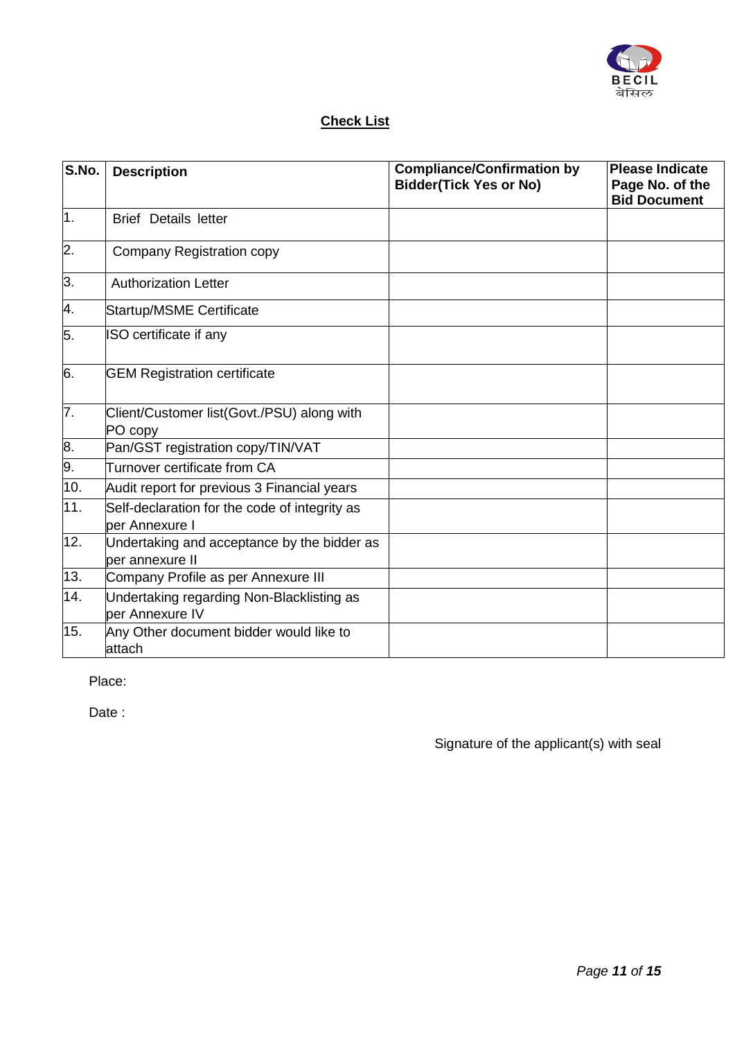## Check List

| S.No. | Description | Compliance/Confirmation by Bidder(Tick Yes or No) | Please Indicate Page No. of the Bid Document |
|---|---|---|---|
| 1. | Brief Details letter | | |
| 2. | Company Registration copy | | |
| 3. | Authorization Letter | | |
| 4. | Startup/MSME Certificate | | |
| 5. | ISO certificate if any | | |
| 6. | GEM Registration certificate | | |
| 7. | Client/Customer list(Govt./PSU) along with PO copy | | |
| 8. | Pan/GST registration copy/TIN/VAT | | |
| 9. | Turnover certificate from CA | | |
| 10. | Audit report for previous 3 Financial years | | |
| 11. | Self-declaration for the code of integrity as per Annexure I | | |
| 12. | Undertaking and acceptance by the bidder as per annexure II | | |
| 13. | Company Profile as per Annexure III | | |
| 14. | Undertaking regarding Non-Blacklisting as per Annexure IV | | |
| 15. | Any Other document bidder would like to attach | | |

Place:

Date :

Signature of the applicant(s) with seal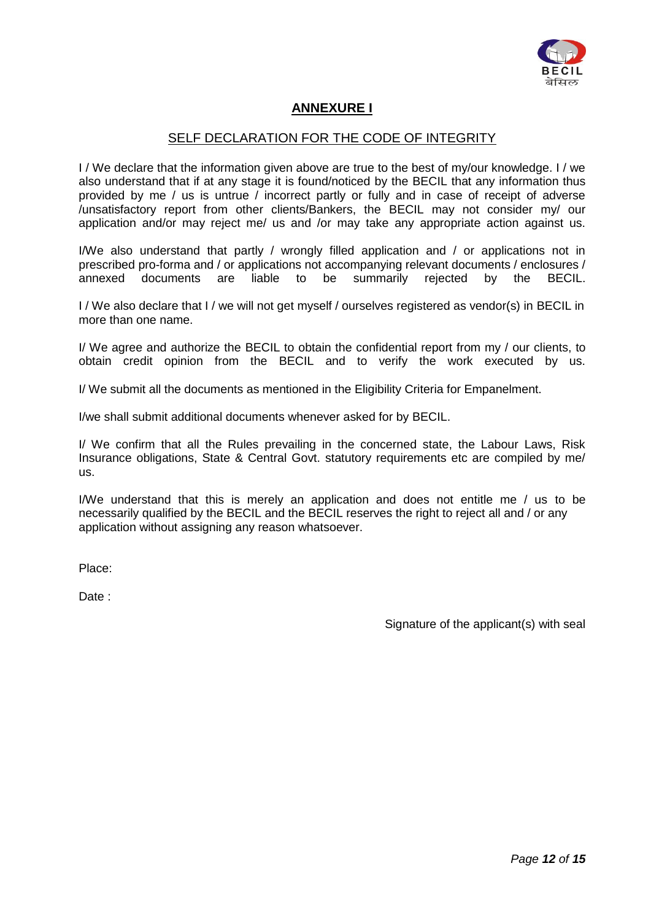## ANNEXURE I

### SELF DECLARATION FOR THE CODE OF INTEGRITY

I / We declare that the information given above are true to the best of my/our knowledge. I / we also understand that if at any stage it is found/noticed by the BECIL that any information thus provided by me / us is untrue / incorrect partly or fully and in case of receipt of adverse /unsatisfactory report from other clients/Bankers, the BECIL may not consider my/ our application and/or may reject me/ us and /or may take any appropriate action against us.

I/We also understand that partly / wrongly filled application and / or applications not in prescribed pro-forma and / or applications not accompanying relevant documents / enclosures / annexed documents are liable to be summarily rejected by the BECIL.

I / We also declare that I / we will not get myself / ourselves registered as vendor(s) in BECIL in more than one name.

I/ We agree and authorize the BECIL to obtain the confidential report from my / our clients, to obtain credit opinion from the BECIL and to verify the work executed by us.

I/ We submit all the documents as mentioned in the Eligibility Criteria for Empanelment.

I/we shall submit additional documents whenever asked for by BECIL.

I/ We confirm that all the Rules prevailing in the concerned state, the Labour Laws, Risk Insurance obligations, State & Central Govt. statutory requirements etc are compiled by me/ us.

I/We understand that this is merely an application and does not entitle me / us to be necessarily qualified by the BECIL and the BECIL reserves the right to reject all and / or any application without assigning any reason whatsoever.

Place:

Date :

Signature of the applicant(s) with seal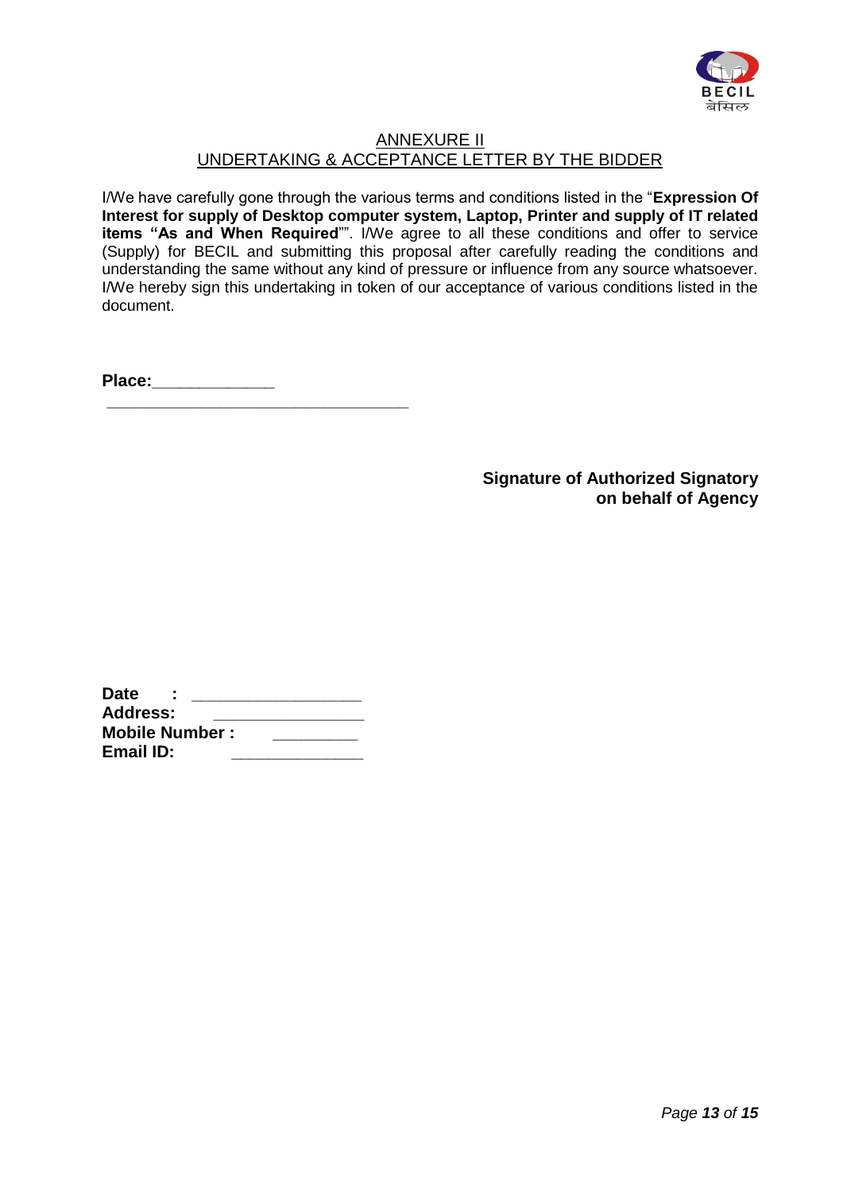## ANNEXURE II

## UNDERTAKING & ACCEPTANCE LETTER BY THE BIDDER

I/We have carefully gone through the various terms and conditions listed in the "**Expression Of Interest for supply of Desktop computer system, Laptop, Printer and supply of IT related items "As and When Required**"". I/We agree to all these conditions and offer to service (Supply) for BECIL and submitting this proposal after carefully reading the conditions and understanding the same without any kind of pressure or influence from any source whatsoever. I/We hereby sign this undertaking in token of our acceptance of various conditions listed in the document.

**Place:**_____________

__________________________________

**Signature of Authorized Signatory on behalf of Agency**

**Date :** _________________

**Address:** _______________

**Mobile Number :** _________

**Email ID:** ______________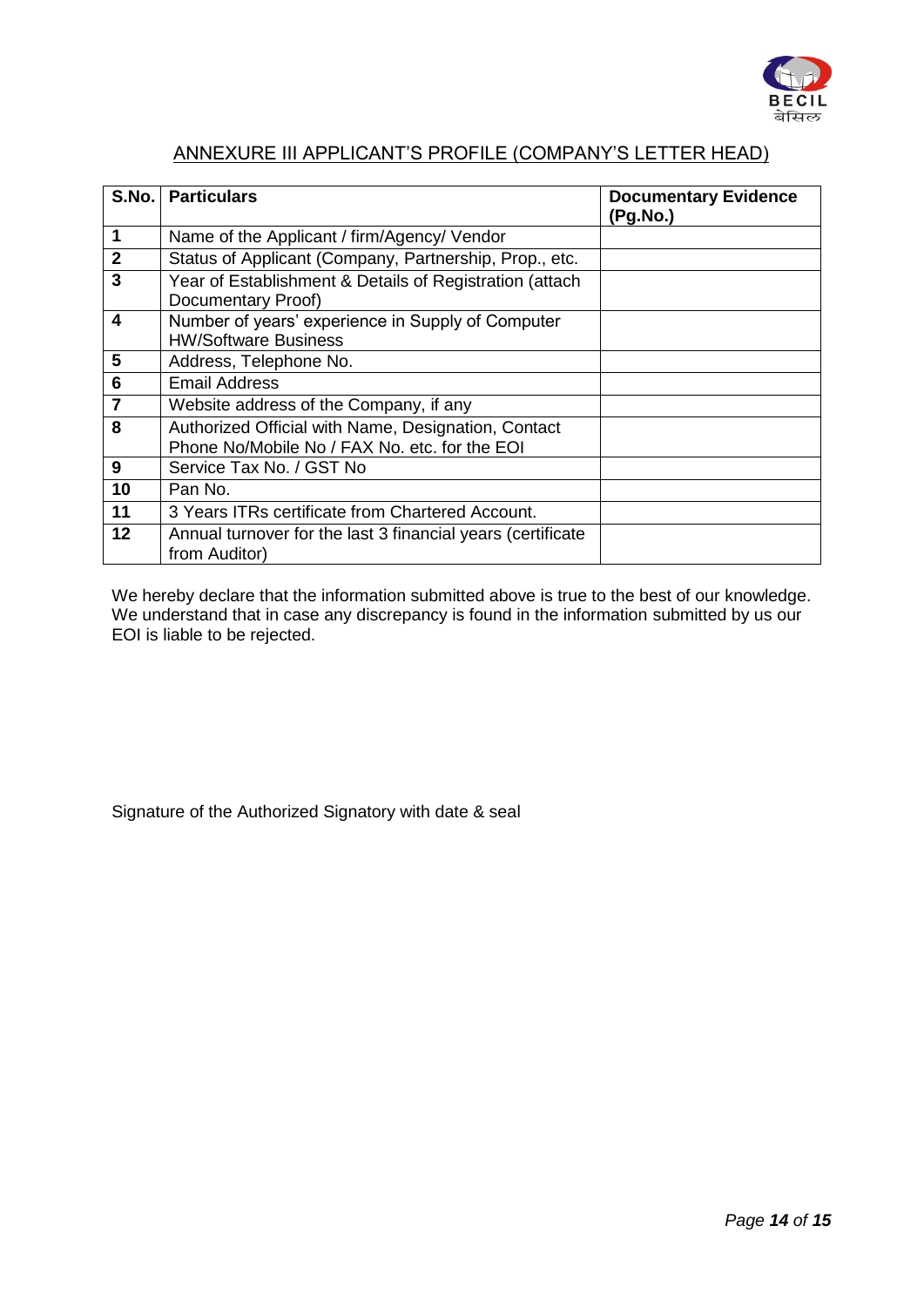## ANNEXURE III APPLICANT'S PROFILE (COMPANY'S LETTER HEAD)

| S.No. | Particulars | Documentary Evidence (Pg.No.) |
|---|---|---|
| 1 | Name of the Applicant / firm/Agency/ Vendor | |
| 2 | Status of Applicant (Company, Partnership, Prop., etc. | |
| 3 | Year of Establishment & Details of Registration (attach Documentary Proof) | |
| 4 | Number of years' experience in Supply of Computer HW/Software Business | |
| 5 | Address, Telephone No. | |
| 6 | Email Address | |
| 7 | Website address of the Company, if any | |
| 8 | Authorized Official with Name, Designation, Contact Phone No/Mobile No / FAX No. etc. for the EOI | |
| 9 | Service Tax No. / GST No | |
| 10 | Pan No. | |
| 11 | 3 Years ITRs certificate from Chartered Account. | |
| 12 | Annual turnover for the last 3 financial years (certificate from Auditor) | |

We hereby declare that the information submitted above is true to the best of our knowledge. We understand that in case any discrepancy is found in the information submitted by us our EOI is liable to be rejected.

Signature of the Authorized Signatory with date & seal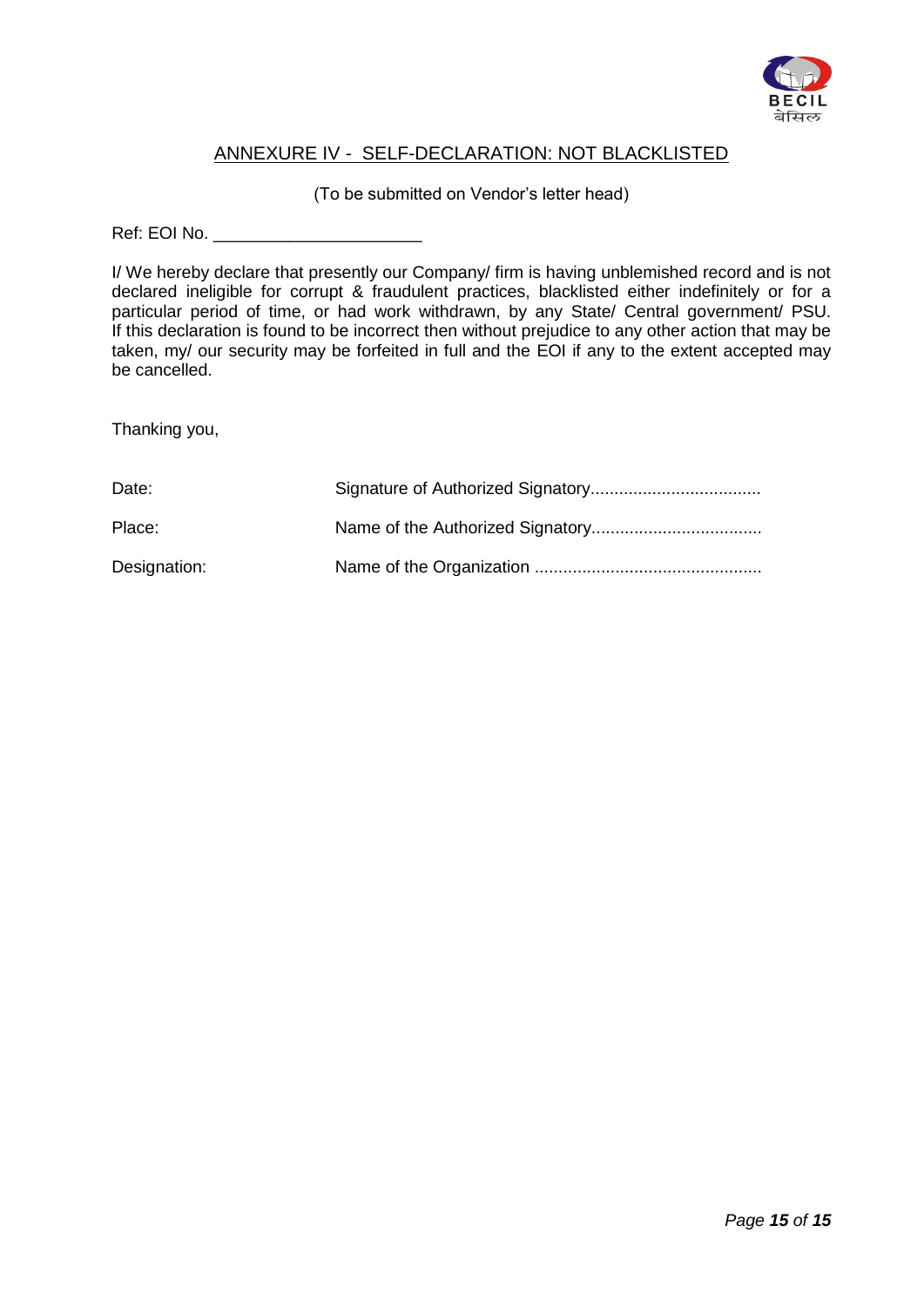## ANNEXURE IV - SELF-DECLARATION: NOT BLACKLISTED

(To be submitted on Vendor's letter head)

Ref: EOI No. ______________________

I/ We hereby declare that presently our Company/ firm is having unblemished record and is not declared ineligible for corrupt & fraudulent practices, blacklisted either indefinitely or for a particular period of time, or had work withdrawn, by any State/ Central government/ PSU. If this declaration is found to be incorrect then without prejudice to any other action that may be taken, my/ our security may be forfeited in full and the EOI if any to the extent accepted may be cancelled.

Thanking you,

| | |
|---|---|
| Date: | Signature of Authorized Signatory.................................... |
| Place: | Name of the Authorized Signatory.................................... |
| Designation: | Name of the Organization ................................................ |